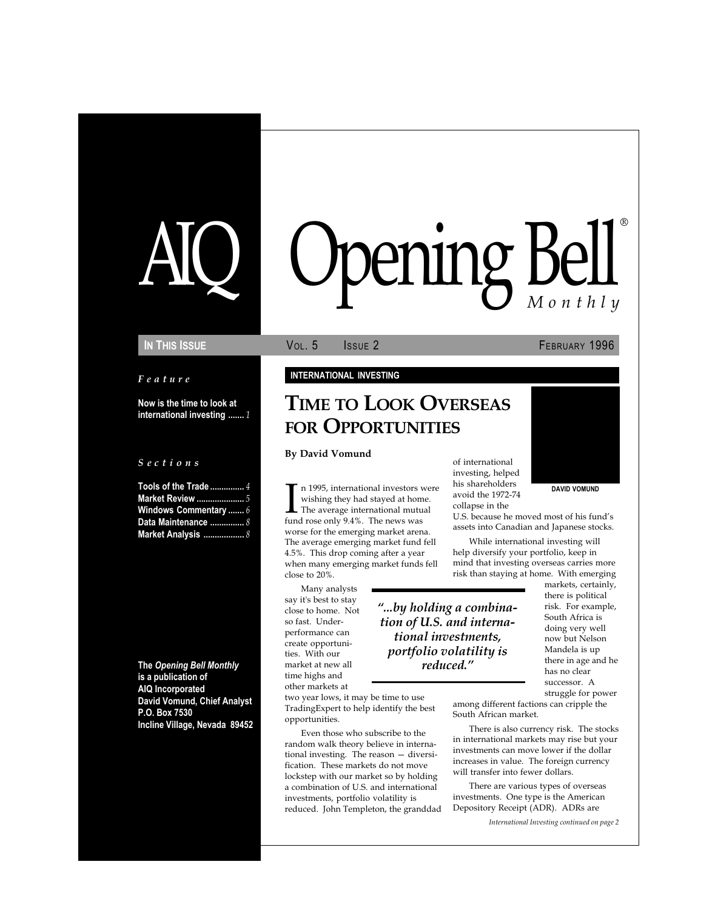# AIQ Opening Bell® Monthly

**IN THIS ISSUE** | VOL. 5 ISSUE 2 | FEBRUARY 1996

*Feature*

**Now is the time to look at international investing** ....... *1*

*Sections*

**Tools of the Trade** ............... *4*
**Market Review** ..................... *5*
**Windows Commentary** ....... *6*
**Data Maintenance** ............... *8*
**Market Analysis** .................. *8*

**The *Opening Bell Monthly* is a publication of AIQ Incorporated**
**David Vomund, Chief Analyst**
**P.O. Box 7530**
**Incline Village, Nevada 89452**

**INTERNATIONAL INVESTING**

## TIME TO LOOK OVERSEAS FOR OPPORTUNITIES

**By David Vomund**

DAVID VOMUND

In 1995, international investors were wishing they had stayed at home. The average international mutual fund rose only 9.4%. The news was worse for the emerging market arena. The average emerging market fund fell 4.5%. This drop coming after a year when many emerging market funds fell close to 20%.

Many analysts say it's best to stay close to home. Not so fast. Underperformance can create opportunities. With our market at new all time highs and other markets at two year lows, it may be time to use TradingExpert to help identify the best opportunities.

> *"...by holding a combination of U.S. and international investments, portfolio volatility is reduced."*

Even those who subscribe to the random walk theory believe in international investing. The reason — diversification. These markets do not move lockstep with our market so by holding a combination of U.S. and international investments, portfolio volatility is reduced. John Templeton, the granddad of international investing, helped his shareholders avoid the 1972-74 collapse in the U.S. because he moved most of his fund's assets into Canadian and Japanese stocks.

While international investing will help diversify your portfolio, keep in mind that investing overseas carries more risk than staying at home. With emerging markets, certainly, there is political risk. For example, South Africa is doing very well now but Nelson Mandela is up there in age and he has no clear successor. A struggle for power among different factions can cripple the South African market.

There is also currency risk. The stocks in international markets may rise but your investments can move lower if the dollar increases in value. The foreign currency will transfer into fewer dollars.

There are various types of overseas investments. One type is the American Depository Receipt (ADR). ADRs are

*International Investing continued on page 2*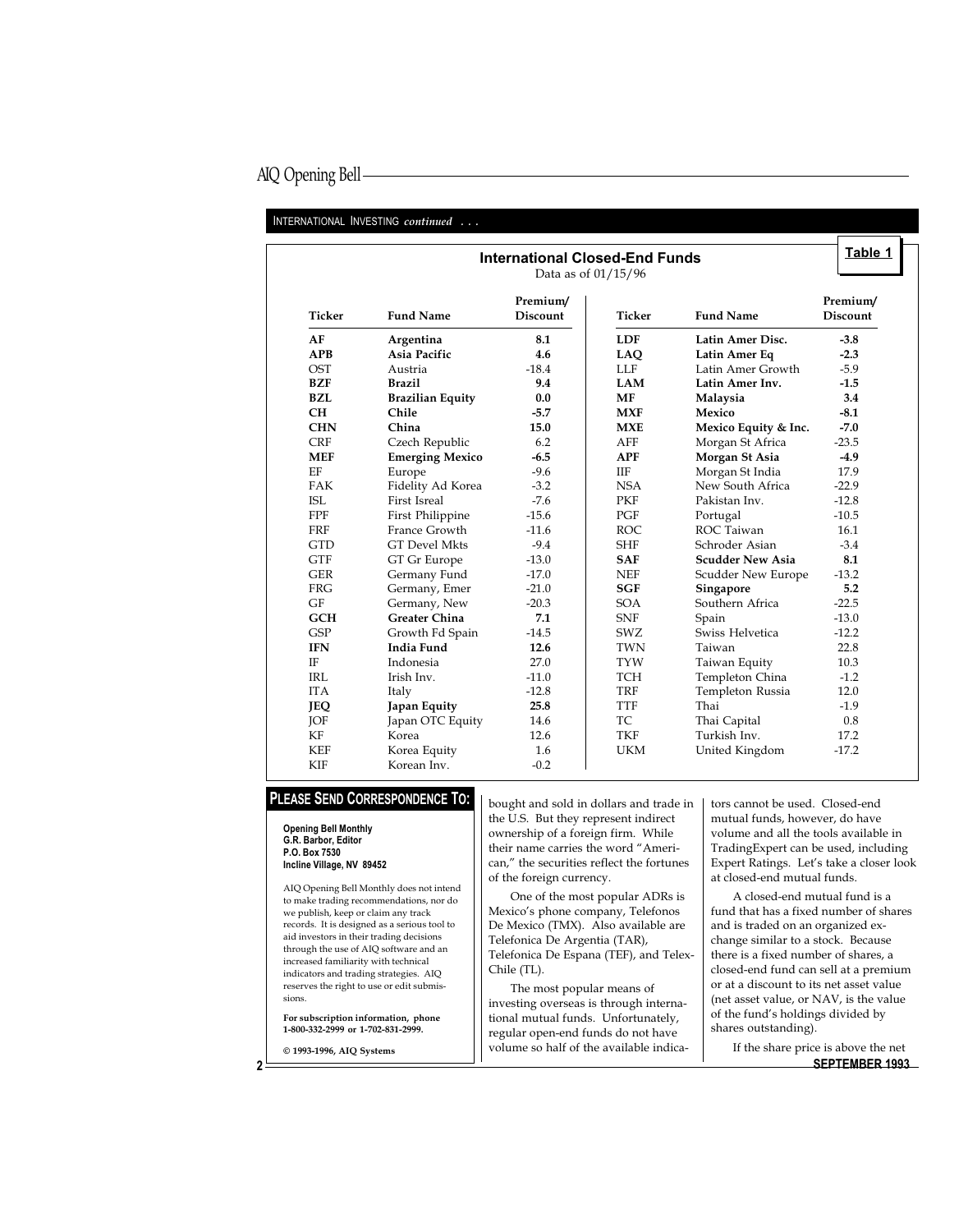INTERNATIONAL INVESTING *continued* . . .

**International Closed-End Funds**

Data as of 01/15/96

**Table 1**

| Ticker | Fund Name | Premium/ Discount | Ticker | Fund Name | Premium/ Discount |
|---|---|---|---|---|---|
| **AF** | **Argentina** | **8.1** | **LDF** | **Latin Amer Disc.** | **-3.8** |
| **APB** | **Asia Pacific** | **4.6** | **LAQ** | **Latin Amer Eq** | **-2.3** |
| OST | Austria | -18.4 | LLF | Latin Amer Growth | -5.9 |
| **BZF** | **Brazil** | **9.4** | **LAM** | **Latin Amer Inv.** | **-1.5** |
| **BZL** | **Brazilian Equity** | **0.0** | **MF** | **Malaysia** | **3.4** |
| **CH** | **Chile** | **-5.7** | **MXF** | **Mexico** | **-8.1** |
| **CHN** | **China** | **15.0** | **MXE** | **Mexico Equity & Inc.** | **-7.0** |
| CRF | Czech Republic | 6.2 | AFF | Morgan St Africa | -23.5 |
| **MEF** | **Emerging Mexico** | **-6.5** | **APF** | **Morgan St Asia** | **-4.9** |
| EF | Europe | -9.6 | IIF | Morgan St India | 17.9 |
| FAK | Fidelity Ad Korea | -3.2 | NSA | New South Africa | -22.9 |
| ISL | First Isreal | -7.6 | PKF | Pakistan Inv. | -12.8 |
| FPF | First Philippine | -15.6 | PGF | Portugal | -10.5 |
| FRF | France Growth | -11.6 | ROC | ROC Taiwan | 16.1 |
| GTD | GT Devel Mkts | -9.4 | SHF | Schroder Asian | -3.4 |
| GTF | GT Gr Europe | -13.0 | **SAF** | **Scudder New Asia** | **8.1** |
| GER | Germany Fund | -17.0 | NEF | Scudder New Europe | -13.2 |
| FRG | Germany, Emer | -21.0 | **SGF** | **Singapore** | **5.2** |
| GF | Germany, New | -20.3 | SOA | Southern Africa | -22.5 |
| **GCH** | **Greater China** | **7.1** | SNF | Spain | -13.0 |
| GSP | Growth Fd Spain | -14.5 | SWZ | Swiss Helvetica | -12.2 |
| **IFN** | **India Fund** | **12.6** | TWN | Taiwan | 22.8 |
| IF | Indonesia | 27.0 | TYW | Taiwan Equity | 10.3 |
| IRL | Irish Inv. | -11.0 | TCH | Templeton China | -1.2 |
| ITA | Italy | -12.8 | TRF | Templeton Russia | 12.0 |
| **JEQ** | **Japan Equity** | **25.8** | TTF | Thai | -1.9 |
| JOF | Japan OTC Equity | 14.6 | TC | Thai Capital | 0.8 |
| KF | Korea | 12.6 | TKF | Turkish Inv. | 17.2 |
| KEF | Korea Equity | 1.6 | UKM | United Kingdom | -17.2 |
| KIF | Korean Inv. | -0.2 | | | |

## PLEASE SEND CORRESPONDENCE TO:

**Opening Bell Monthly**
**G.R. Barbor, Editor**
**P.O. Box 7530**
**Incline Village, NV 89452**

AIQ Opening Bell Monthly does not intend to make trading recommendations, nor do we publish, keep or claim any track records. It is designed as a serious tool to aid investors in their trading decisions through the use of AIQ software and an increased familiarity with technical indicators and trading strategies. AIQ reserves the right to use or edit submissions.

**For subscription information, phone 1-800-332-2999 or 1-702-831-2999.**

**© 1993-1996, AIQ Systems**

bought and sold in dollars and trade in the U.S. But they represent indirect ownership of a foreign firm. While their name carries the word "American," the securities reflect the fortunes of the foreign currency.

One of the most popular ADRs is Mexico's phone company, Telefonos De Mexico (TMX). Also available are Telefonica De Argentia (TAR), Telefonica De Espana (TEF), and Telex-Chile (TL).

The most popular means of investing overseas is through international mutual funds. Unfortunately, regular open-end funds do not have volume so half of the available indicators cannot be used. Closed-end mutual funds, however, do have volume and all the tools available in TradingExpert can be used, including Expert Ratings. Let's take a closer look at closed-end mutual funds.

A closed-end mutual fund is a fund that has a fixed number of shares and is traded on an organized exchange similar to a stock. Because there is a fixed number of shares, a closed-end fund can sell at a premium or at a discount to its net asset value (net asset value, or NAV, is the value of the fund's holdings divided by shares outstanding).

If the share price is above the net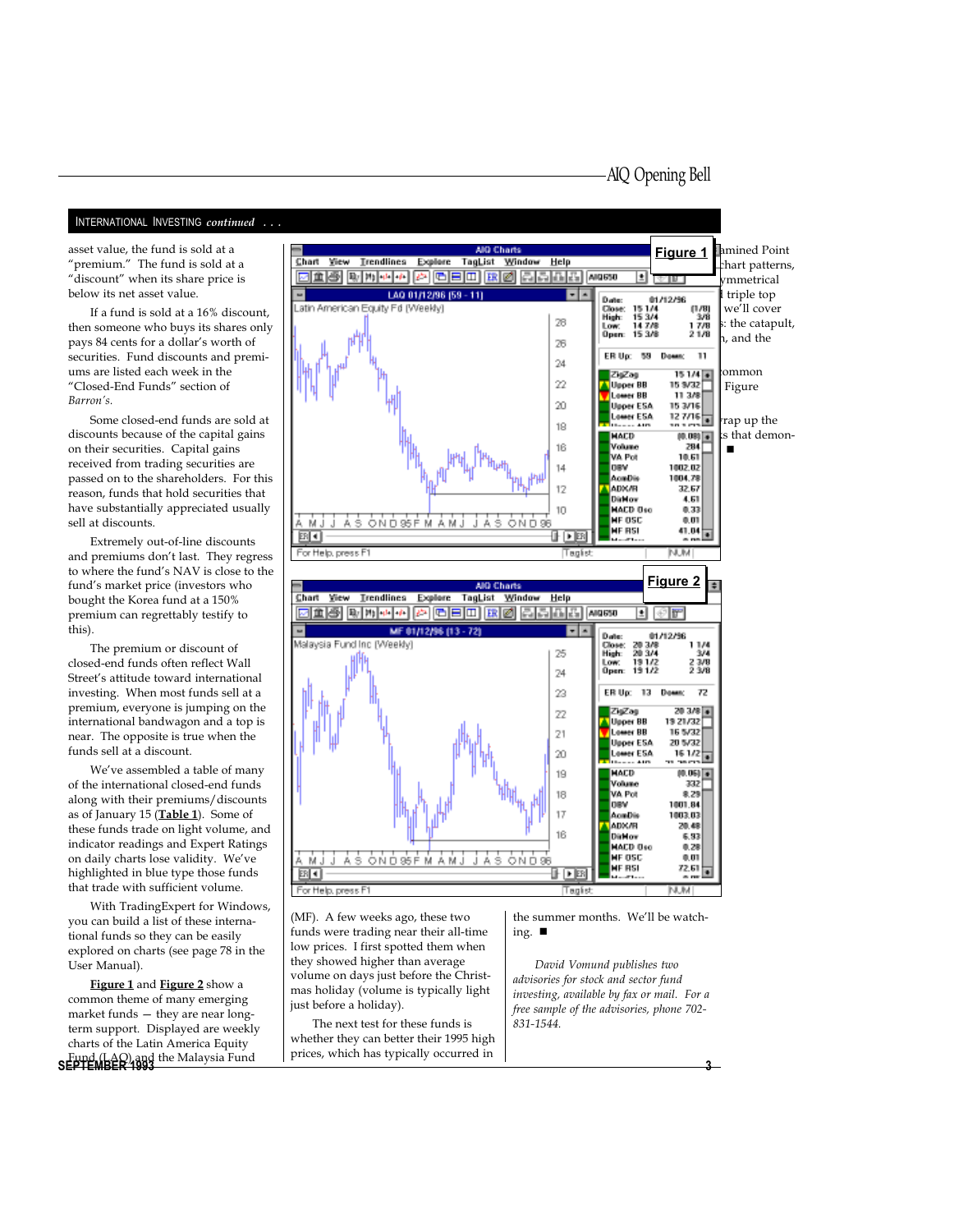## INTERNATIONAL INVESTING *continued . . .*

asset value, the fund is sold at a "premium." The fund is sold at a "discount" when its share price is below its net asset value.

If a fund is sold at a 16% discount, then someone who buys its shares only pays 84 cents for a dollar's worth of securities. Fund discounts and premiums are listed each week in the "Closed-End Funds" section of *Barron's*.

Some closed-end funds are sold at discounts because of the capital gains on their securities. Capital gains received from trading securities are passed on to the shareholders. For this reason, funds that hold securities that have substantially appreciated usually sell at discounts.

Extremely out-of-line discounts and premiums don't last. They regress to where the fund's NAV is close to the fund's market price (investors who bought the Korea fund at a 150% premium can regrettably testify to this).

The premium or discount of closed-end funds often reflect Wall Street's attitude toward international investing. When most funds sell at a premium, everyone is jumping on the international bandwagon and a top is near. The opposite is true when the funds sell at a discount.

We've assembled a table of many of the international closed-end funds along with their premiums/discounts as of January 15 (**Table 1**). Some of these funds trade on light volume, and indicator readings and Expert Ratings on daily charts lose validity. We've highlighted in blue type those funds that trade with sufficient volume.

With TradingExpert for Windows, you can build a list of these international funds so they can be easily explored on charts (see page 78 in the User Manual).

**Figure 1** and **Figure 2** show a common theme of many emerging market funds — they are near long-term support. Displayed are weekly charts of the Latin America Equity Fund (LAQ) and the Malaysia Fund (MF). A few weeks ago, these two funds were trading near their all-time low prices. I first spotted them when they showed higher than average volume on days just before the Christmas holiday (volume is typically light just before a holiday).

The next test for these funds is whether they can better their 1995 high prices, which has typically occurred in the summer months. We'll be watching. ■

**Figure 1**

**Figure 2**

*David Vomund publishes two advisories for stock and sector fund investing, available by fax or mail. For a free sample of the advisories, phone 702-831-1544.*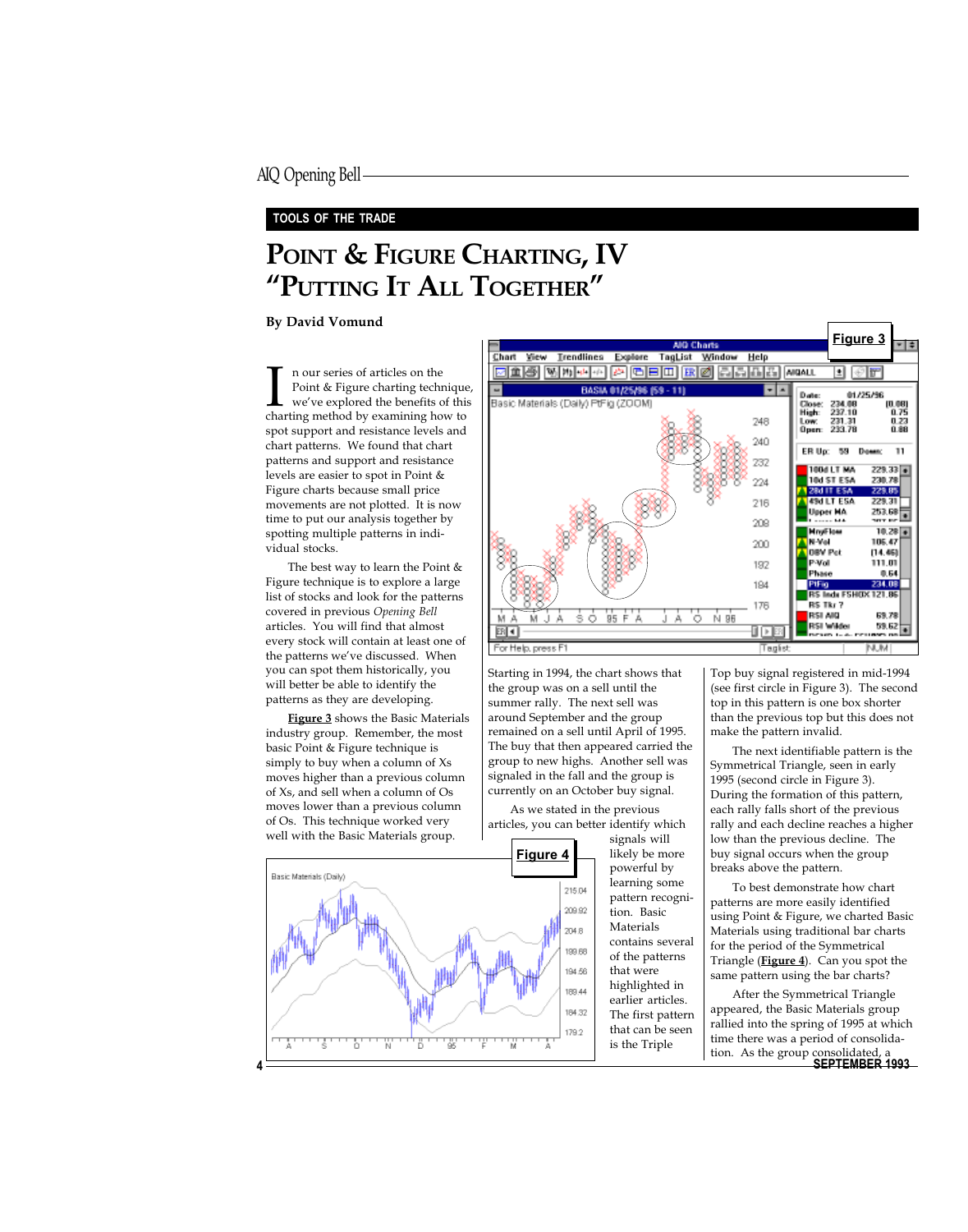TOOLS OF THE TRADE

# POINT & FIGURE CHARTING, IV "PUTTING IT ALL TOGETHER"

**By David Vomund**

In our series of articles on the Point & Figure charting technique, we've explored the benefits of this charting method by examining how to spot support and resistance levels and chart patterns. We found that chart patterns and support and resistance levels are easier to spot in Point & Figure charts because small price movements are not plotted. It is now time to put our analysis together by spotting multiple patterns in individual stocks.

The best way to learn the Point & Figure technique is to explore a large list of stocks and look for the patterns covered in previous *Opening Bell* articles. You will find that almost every stock will contain at least one of the patterns we've discussed. When you can spot them historically, you will better be able to identify the patterns as they are developing.

**Figure 3** shows the Basic Materials industry group. Remember, the most basic Point & Figure technique is simply to buy when a column of Xs moves higher than a previous column of Xs, and sell when a column of Os moves lower than a previous column of Os. This technique worked very well with the Basic Materials group.

Figure 3

Figure 4

Starting in 1994, the chart shows that the group was on a sell until the summer rally. The next sell was around September and the group remained on a sell until April of 1995. The buy that then appeared carried the group to new highs. Another sell was signaled in the fall and the group is currently on an October buy signal.

As we stated in the previous articles, you can better identify which signals will likely be more powerful by learning some pattern recognition. Basic Materials contains several of the patterns that were highlighted in earlier articles. The first pattern that can be seen is the Triple Top buy signal registered in mid-1994 (see first circle in Figure 3). The second top in this pattern is one box shorter than the previous top but this does not make the pattern invalid.

The next identifiable pattern is the Symmetrical Triangle, seen in early 1995 (second circle in Figure 3). During the formation of this pattern, each rally falls short of the previous rally and each decline reaches a higher low than the previous decline. The buy signal occurs when the group breaks above the pattern.

To best demonstrate how chart patterns are more easily identified using Point & Figure, we charted Basic Materials using traditional bar charts for the period of the Symmetrical Triangle (**Figure 4**). Can you spot the same pattern using the bar charts?

After the Symmetrical Triangle appeared, the Basic Materials group rallied into the spring of 1995 at which time there was a period of consolidation. As the group consolidated, a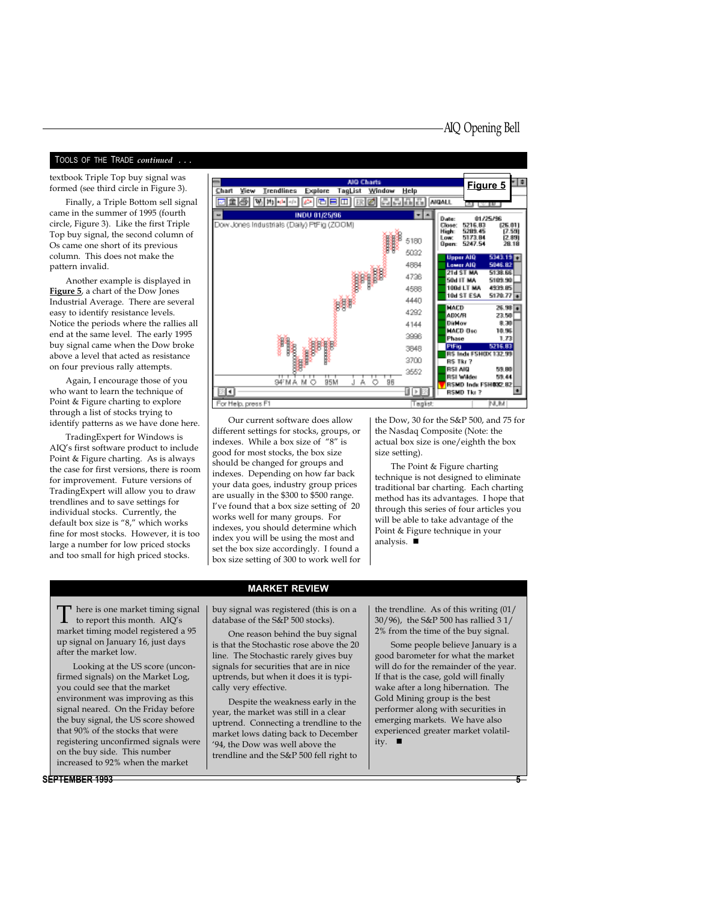## TOOLS OF THE TRADE *continued* . . .

textbook Triple Top buy signal was formed (see third circle in Figure 3).

Finally, a Triple Bottom sell signal came in the summer of 1995 (fourth circle, Figure 3). Like the first Triple Top buy signal, the second column of Os came one short of its previous column. This does not make the pattern invalid.

Another example is displayed in **Figure 5**, a chart of the Dow Jones Industrial Average. There are several easy to identify resistance levels. Notice the periods where the rallies all end at the same level. The early 1995 buy signal came when the Dow broke above a level that acted as resistance on four previous rally attempts.

Again, I encourage those of you who want to learn the technique of Point & Figure charting to explore through a list of stocks trying to identify patterns as we have done here.

TradingExpert for Windows is AIQ's first software product to include Point & Figure charting. As is always the case for first versions, there is room for improvement. Future versions of TradingExpert will allow you to draw trendlines and to save settings for individual stocks. Currently, the default box size is "8," which works fine for most stocks. However, it is too large a number for low priced stocks and too small for high priced stocks.

**Figure 5**

Our current software does allow different settings for stocks, groups, or indexes. While a box size of "8" is good for most stocks, the box size should be changed for groups and indexes. Depending on how far back your data goes, industry group prices are usually in the $300 to $500 range. I've found that a box size setting of 20 works well for many groups. For indexes, you should determine which index you will be using the most and set the box size accordingly. I found a box size setting of 300 to work well for the Dow, 30 for the S&P 500, and 75 for the Nasdaq Composite (Note: the actual box size is one/eighth the box size setting).

The Point & Figure charting technique is not designed to eliminate traditional bar charting. Each charting method has its advantages. I hope that through this series of four articles you will be able to take advantage of the Point & Figure technique in your analysis. ■

## MARKET REVIEW

There is one market timing signal to report this month. AIQ's market timing model registered a 95 up signal on January 16, just days after the market low.

Looking at the US score (unconfirmed signals) on the Market Log, you could see that the market environment was improving as this signal neared. On the Friday before the buy signal, the US score showed that 90% of the stocks that were registering unconfirmed signals were on the buy side. This number increased to 92% when the market buy signal was registered (this is on a database of the S&P 500 stocks).

One reason behind the buy signal is that the Stochastic rose above the 20 line. The Stochastic rarely gives buy signals for securities that are in nice uptrends, but when it does it is typically very effective.

Despite the weakness early in the year, the market was still in a clear uptrend. Connecting a trendline to the market lows dating back to December '94, the Dow was well above the trendline and the S&P 500 fell right to the trendline. As of this writing (01/30/96), the S&P 500 has rallied 3 1/2% from the time of the buy signal.

Some people believe January is a good barometer for what the market will do for the remainder of the year. If that is the case, gold will finally wake after a long hibernation. The Gold Mining group is the best performer along with securities in emerging markets. We have also experienced greater market volatility. ■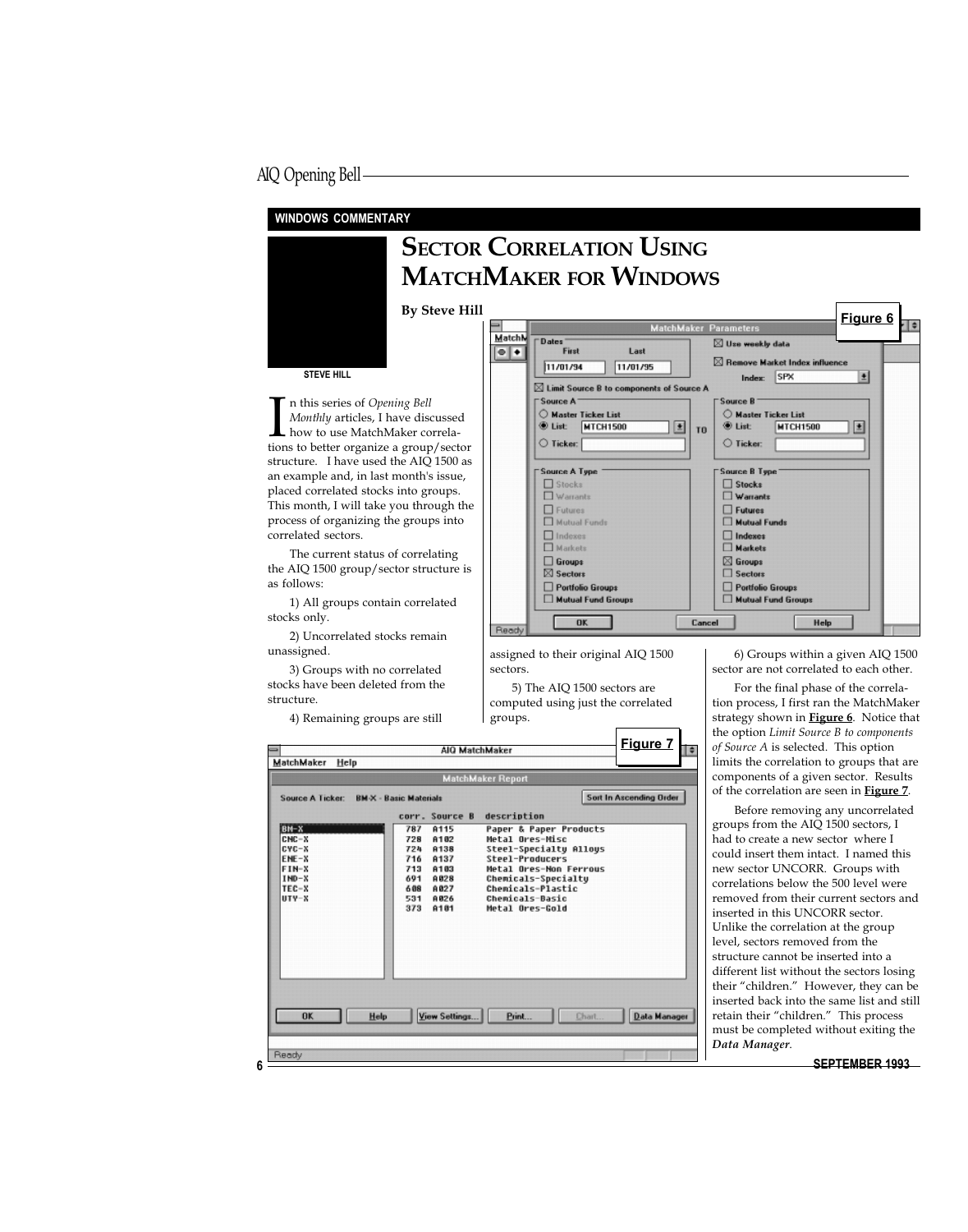WINDOWS COMMENTARY

# SECTOR CORRELATION USING MATCHMAKER FOR WINDOWS

**By Steve Hill**

STEVE HILL

In this series of *Opening Bell Monthly* articles, I have discussed how to use MatchMaker correlations to better organize a group/sector structure. I have used the AIQ 1500 as an example and, in last month's issue, placed correlated stocks into groups. This month, I will take you through the process of organizing the groups into correlated sectors.

The current status of correlating the AIQ 1500 group/sector structure is as follows:

1) All groups contain correlated stocks only.

2) Uncorrelated stocks remain unassigned.

3) Groups with no correlated stocks have been deleted from the structure.

4) Remaining groups are still assigned to their original AIQ 1500 sectors.

5) The AIQ 1500 sectors are computed using just the correlated groups.

6) Groups within a given AIQ 1500 sector are not correlated to each other.

For the final phase of the correlation process, I first ran the MatchMaker strategy shown in **Figure 6**. Notice that the option *Limit Source B to components of Source A* is selected. This option limits the correlation to groups that are components of a given sector. Results of the correlation are seen in **Figure 7**.

Before removing any uncorrelated groups from the AIQ 1500 sectors, I had to create a new sector where I could insert them intact. I named this new sector UNCORR. Groups with correlations below the 500 level were removed from their current sectors and inserted in this UNCORR sector. Unlike the correlation at the group level, sectors removed from the structure cannot be inserted into a different list without the sectors losing their "children." However, they can be inserted back into the same list and still retain their "children." This process must be completed without exiting the ***Data Manager***.

**Figure 6**

**Figure 7**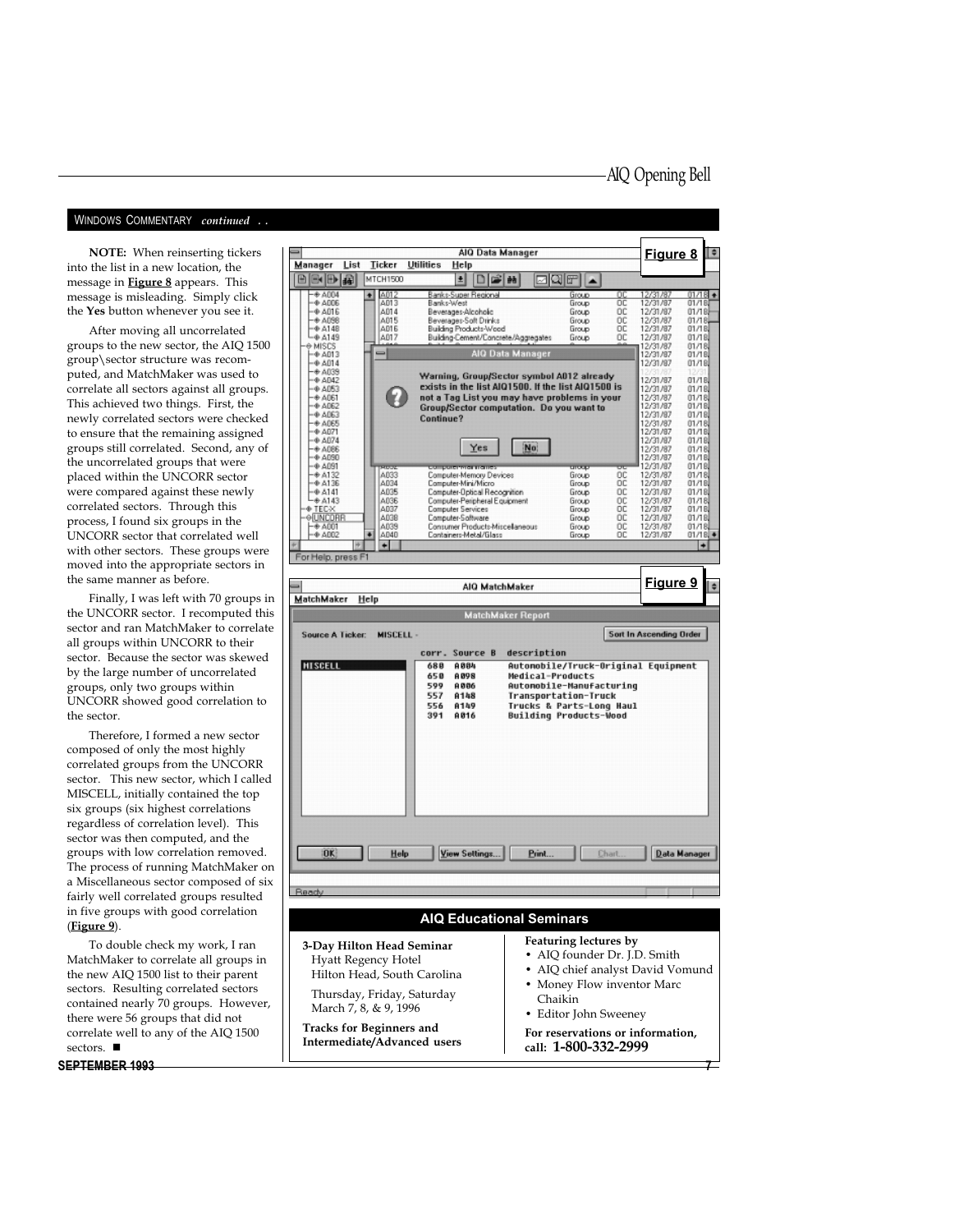WINDOWS COMMENTARY *continued . .*

**NOTE:** When reinserting tickers into the list in a new location, the message in **Figure 8** appears. This message is misleading. Simply click the **Yes** button whenever you see it.

After moving all uncorrelated groups to the new sector, the AIQ 1500 group\sector structure was recomputed, and MatchMaker was used to correlate all sectors against all groups. This achieved two things. First, the newly correlated sectors were checked to ensure that the remaining assigned groups still correlated. Second, any of the uncorrelated groups that were placed within the UNCORR sector were compared against these newly correlated sectors. Through this process, I found six groups in the UNCORR sector that correlated well with other sectors. These groups were moved into the appropriate sectors in the same manner as before.

Finally, I was left with 70 groups in the UNCORR sector. I recomputed this sector and ran MatchMaker to correlate all groups within UNCORR to their sector. Because the sector was skewed by the large number of uncorrelated groups, only two groups within UNCORR showed good correlation to the sector.

Therefore, I formed a new sector composed of only the most highly correlated groups from the UNCORR sector. This new sector, which I called MISCELL, initially contained the top six groups (six highest correlations regardless of correlation level). This sector was then computed, and the groups with low correlation removed. The process of running MatchMaker on a Miscellaneous sector composed of six fairly well correlated groups resulted in five groups with good correlation (**Figure 9**).

To double check my work, I ran MatchMaker to correlate all groups in the new AIQ 1500 list to their parent sectors. Resulting correlated sectors contained nearly 70 groups. However, there were 56 groups that did not correlate well to any of the AIQ 1500 sectors. ■

**Figure 8**

**Figure 9**

## AIQ Educational Seminars

**3-Day Hilton Head Seminar**
Hyatt Regency Hotel
Hilton Head, South Carolina

Thursday, Friday, Saturday
March 7, 8, & 9, 1996

**Tracks for Beginners and Intermediate/Advanced users**

**Featuring lectures by**

- AIQ founder Dr. J.D. Smith
- AIQ chief analyst David Vomund
- Money Flow inventor Marc Chaikin
- Editor John Sweeney

**For reservations or information, call: 1-800-332-2999**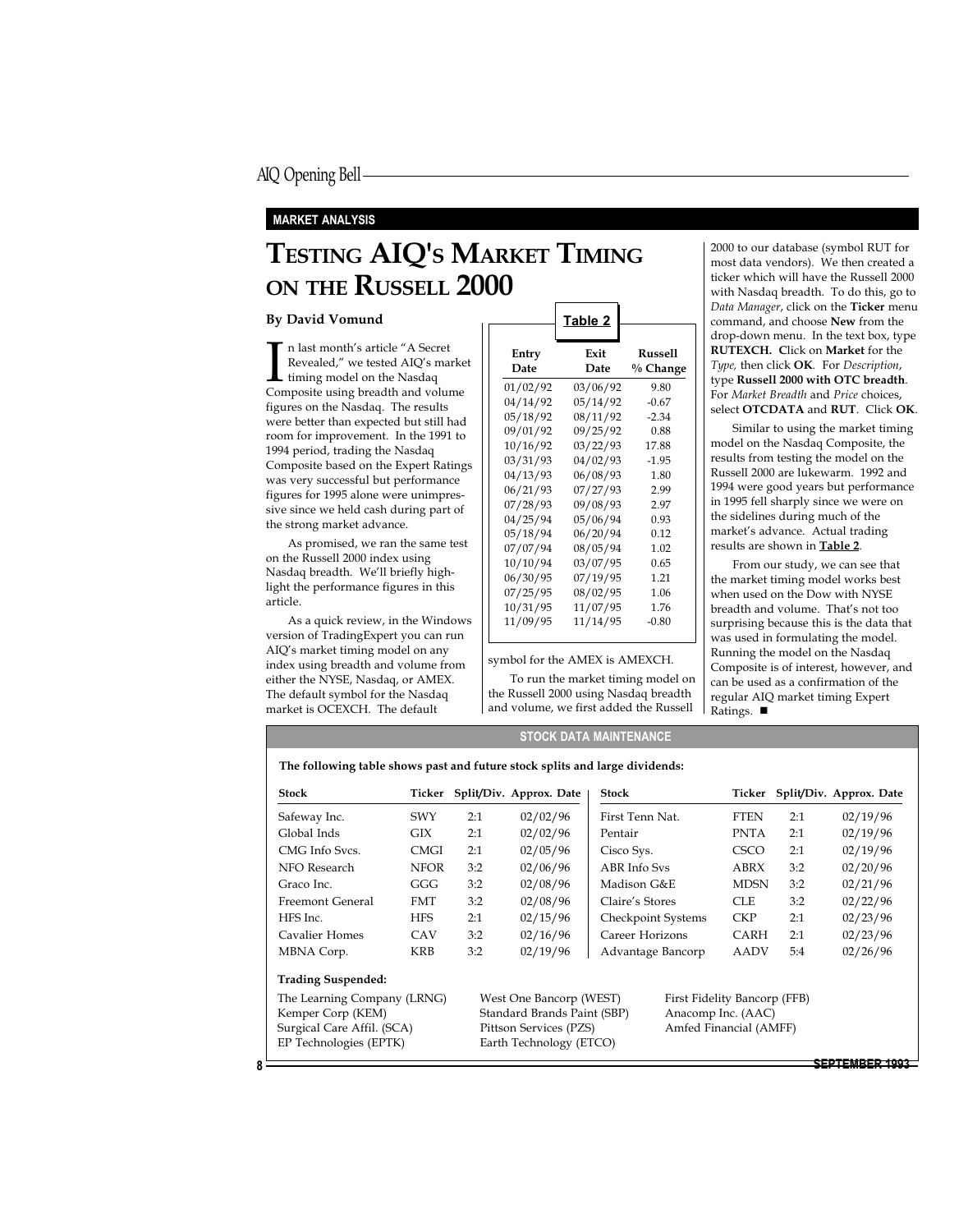MARKET ANALYSIS

# Testing AIQ's Market Timing on the Russell 2000

**By David Vomund**

In last month's article "A Secret Revealed," we tested AIQ's market timing model on the Nasdaq Composite using breadth and volume figures on the Nasdaq. The results were better than expected but still had room for improvement. In the 1991 to 1994 period, trading the Nasdaq Composite based on the Expert Ratings was very successful but performance figures for 1995 alone were unimpressive since we held cash during part of the strong market advance.

As promised, we ran the same test on the Russell 2000 index using Nasdaq breadth. We'll briefly highlight the performance figures in this article.

As a quick review, in the Windows version of TradingExpert you can run AIQ's market timing model on any index using breadth and volume from either the NYSE, Nasdaq, or AMEX. The default symbol for the Nasdaq market is OCEXCH. The default symbol for the AMEX is AMEXCH.

To run the market timing model on the Russell 2000 using Nasdaq breadth and volume, we first added the Russell 2000 to our database (symbol RUT for most data vendors). We then created a ticker which will have the Russell 2000 with Nasdaq breadth. To do this, go to *Data Manager*, click on the **Ticker** menu command, and choose **New** from the drop-down menu. In the text box, type **RUTEXCH. C**lick on **Market** for the *Type,* then click **OK**. For *Description*, type **Russell 2000 with OTC breadth**. For *Market Breadth* and *Price* choices, select **OTCDATA** and **RUT**. Click **OK**.

Similar to using the market timing model on the Nasdaq Composite, the results from testing the model on the Russell 2000 are lukewarm. 1992 and 1994 were good years but performance in 1995 fell sharply since we were on the sidelines during much of the market's advance. Actual trading results are shown in **Table 2**.

**Table 2**

| Entry Date | Exit Date | Russell % Change |
|---|---|---|
| 01/02/92 | 03/06/92 | 9.80 |
| 04/14/92 | 05/14/92 | -0.67 |
| 05/18/92 | 08/11/92 | -2.34 |
| 09/01/92 | 09/25/92 | 0.88 |
| 10/16/92 | 03/22/93 | 17.88 |
| 03/31/93 | 04/02/93 | -1.95 |
| 04/13/93 | 06/08/93 | 1.80 |
| 06/21/93 | 07/27/93 | 2.99 |
| 07/28/93 | 09/08/93 | 2.97 |
| 04/25/94 | 05/06/94 | 0.93 |
| 05/18/94 | 06/20/94 | 0.12 |
| 07/07/94 | 08/05/94 | 1.02 |
| 10/10/94 | 03/07/95 | 0.65 |
| 06/30/95 | 07/19/95 | 1.21 |
| 07/25/95 | 08/02/95 | 1.06 |
| 10/31/95 | 11/07/95 | 1.76 |
| 11/09/95 | 11/14/95 | -0.80 |

From our study, we can see that the market timing model works best when used on the Dow with NYSE breadth and volume. That's not too surprising because this is the data that was used in formulating the model. Running the model on the Nasdaq Composite is of interest, however, and can be used as a confirmation of the regular AIQ market timing Expert Ratings. ■

## STOCK DATA MAINTENANCE

**The following table shows past and future stock splits and large dividends:**

| Stock | Ticker | Split/Div. | Approx. Date | Stock | Ticker | Split/Div. | Approx. Date |
|---|---|---|---|---|---|---|---|
| Safeway Inc. | SWY | 2:1 | 02/02/96 | First Tenn Nat. | FTEN | 2:1 | 02/19/96 |
| Global Inds | GIX | 2:1 | 02/02/96 | Pentair | PNTA | 2:1 | 02/19/96 |
| CMG Info Svcs. | CMGI | 2:1 | 02/05/96 | Cisco Sys. | CSCO | 2:1 | 02/19/96 |
| NFO Research | NFOR | 3:2 | 02/06/96 | ABR Info Svs | ABRX | 3:2 | 02/20/96 |
| Graco Inc. | GGG | 3:2 | 02/08/96 | Madison G&E | MDSN | 3:2 | 02/21/96 |
| Freemont General | FMT | 3:2 | 02/08/96 | Claire's Stores | CLE | 3:2 | 02/22/96 |
| HFS Inc. | HFS | 2:1 | 02/15/96 | Checkpoint Systems | CKP | 2:1 | 02/23/96 |
| Cavalier Homes | CAV | 3:2 | 02/16/96 | Career Horizons | CARH | 2:1 | 02/23/96 |
| MBNA Corp. | KRB | 3:2 | 02/19/96 | Advantage Bancorp | AADV | 5:4 | 02/26/96 |

**Trading Suspended:**

The Learning Company (LRNG)
Kemper Corp (KEM)
Surgical Care Affil. (SCA)
EP Technologies (EPTK)
West One Bancorp (WEST)
Standard Brands Paint (SBP)
Pittson Services (PZS)
Earth Technology (ETCO)
First Fidelity Bancorp (FFB)
Anacomp Inc. (AAC)
Amfed Financial (AMFF)